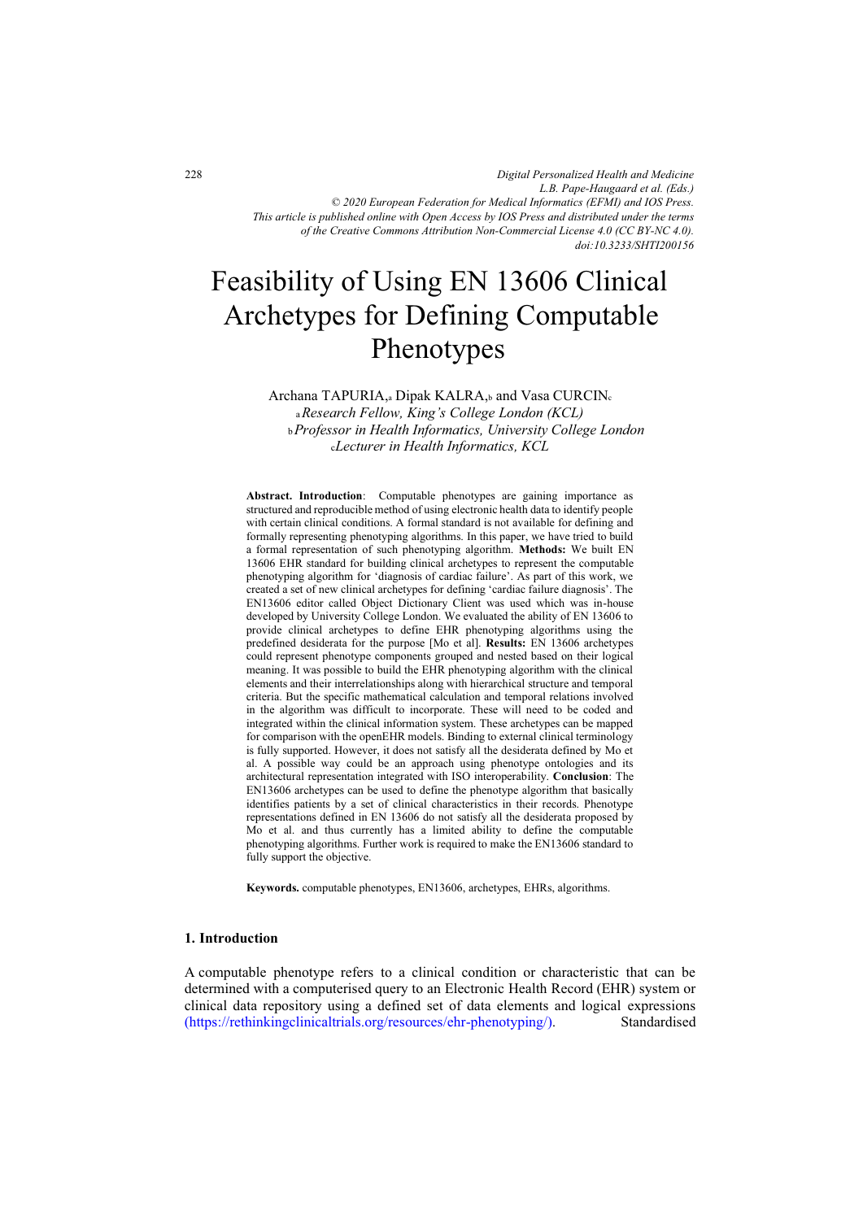*Digital Personalized Health and Medicine*
*L.B. Pape-Haugaard et al. (Eds.)*
*© 2020 European Federation for Medical Informatics (EFMI) and IOS Press.*
*This article is published online with Open Access by IOS Press and distributed under the terms of the Creative Commons Attribution Non-Commercial License 4.0 (CC BY-NC 4.0).*
*doi:10.3233/SHTI200156*

# Feasibility of Using EN 13606 Clinical Archetypes for Defining Computable Phenotypes

Archana TAPURIA,[a] Dipak KALRA,[b] and Vasa CURCIN[c]

[a] *Research Fellow, King's College London (KCL)*
[b] *Professor in Health Informatics, University College London*
[c] *Lecturer in Health Informatics, KCL*

**Abstract. Introduction**: Computable phenotypes are gaining importance as structured and reproducible method of using electronic health data to identify people with certain clinical conditions. A formal standard is not available for defining and formally representing phenotyping algorithms. In this paper, we have tried to build a formal representation of such phenotyping algorithm. **Methods:** We built EN 13606 EHR standard for building clinical archetypes to represent the computable phenotyping algorithm for 'diagnosis of cardiac failure'. As part of this work, we created a set of new clinical archetypes for defining 'cardiac failure diagnosis'. The EN13606 editor called Object Dictionary Client was used which was in-house developed by University College London. We evaluated the ability of EN 13606 to provide clinical archetypes to define EHR phenotyping algorithms using the predefined desiderata for the purpose [Mo et al]. **Results:** EN 13606 archetypes could represent phenotype components grouped and nested based on their logical meaning. It was possible to build the EHR phenotyping algorithm with the clinical elements and their interrelationships along with hierarchical structure and temporal criteria. But the specific mathematical calculation and temporal relations involved in the algorithm was difficult to incorporate. These will need to be coded and integrated within the clinical information system. These archetypes can be mapped for comparison with the openEHR models. Binding to external clinical terminology is fully supported. However, it does not satisfy all the desiderata defined by Mo et al. A possible way could be an approach using phenotype ontologies and its architectural representation integrated with ISO interoperability. **Conclusion**: The EN13606 archetypes can be used to define the phenotype algorithm that basically identifies patients by a set of clinical characteristics in their records. Phenotype representations defined in EN 13606 do not satisfy all the desiderata proposed by Mo et al. and thus currently has a limited ability to define the computable phenotyping algorithms. Further work is required to make the EN13606 standard to fully support the objective.

**Keywords.** computable phenotypes, EN13606, archetypes, EHRs, algorithms.

## 1. Introduction

A computable phenotype refers to a clinical condition or characteristic that can be determined with a computerised query to an Electronic Health Record (EHR) system or clinical data repository using a defined set of data elements and logical expressions (https://rethinkingclinicaltrials.org/resources/ehr-phenotyping/). Standardised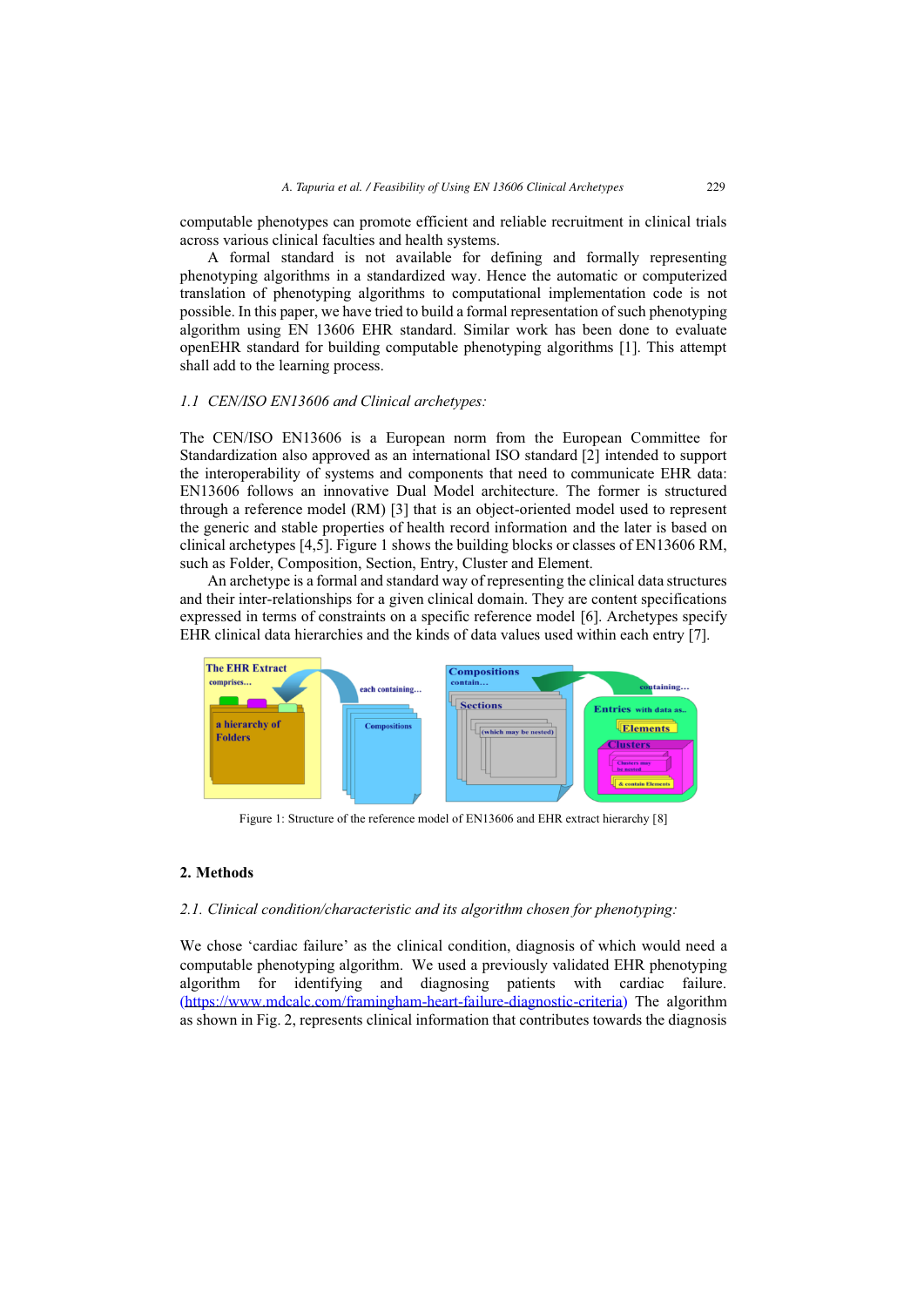computable phenotypes can promote efficient and reliable recruitment in clinical trials across various clinical faculties and health systems.

A formal standard is not available for defining and formally representing phenotyping algorithms in a standardized way. Hence the automatic or computerized translation of phenotyping algorithms to computational implementation code is not possible. In this paper, we have tried to build a formal representation of such phenotyping algorithm using EN 13606 EHR standard. Similar work has been done to evaluate openEHR standard for building computable phenotyping algorithms [1]. This attempt shall add to the learning process.

### *1.1 CEN/ISO EN13606 and Clinical archetypes:*

The CEN/ISO EN13606 is a European norm from the European Committee for Standardization also approved as an international ISO standard [2] intended to support the interoperability of systems and components that need to communicate EHR data: EN13606 follows an innovative Dual Model architecture. The former is structured through a reference model (RM) [3] that is an object-oriented model used to represent the generic and stable properties of health record information and the later is based on clinical archetypes [4,5]. Figure 1 shows the building blocks or classes of EN13606 RM, such as Folder, Composition, Section, Entry, Cluster and Element.

An archetype is a formal and standard way of representing the clinical data structures and their inter-relationships for a given clinical domain. They are content specifications expressed in terms of constraints on a specific reference model [6]. Archetypes specify EHR clinical data hierarchies and the kinds of data values used within each entry [7].

Figure 1: Structure of the reference model of EN13606 and EHR extract hierarchy [8]

## 2. Methods

### *2.1. Clinical condition/characteristic and its algorithm chosen for phenotyping:*

We chose 'cardiac failure' as the clinical condition, diagnosis of which would need a computable phenotyping algorithm. We used a previously validated EHR phenotyping algorithm for identifying and diagnosing patients with cardiac failure. (https://www.mdcalc.com/framingham-heart-failure-diagnostic-criteria) The algorithm as shown in Fig. 2, represents clinical information that contributes towards the diagnosis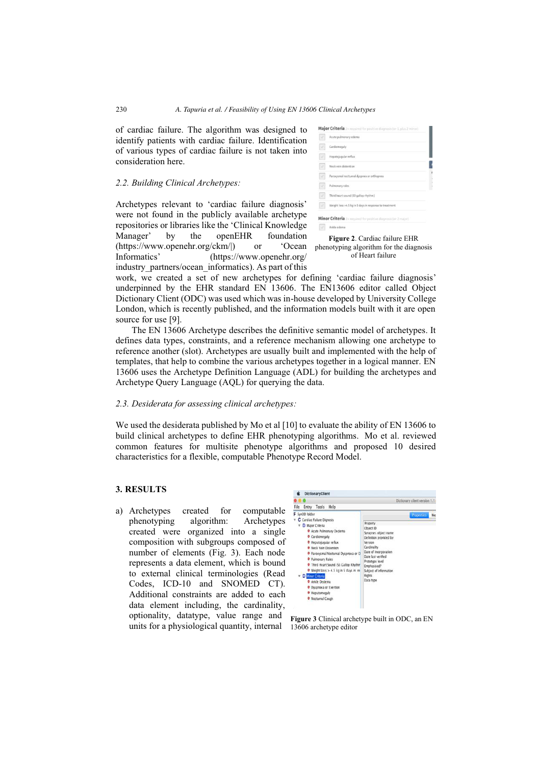of cardiac failure. The algorithm was designed to identify patients with cardiac failure. Identification of various types of cardiac failure is not taken into consideration here.

### *2.2. Building Clinical Archetypes:*

Archetypes relevant to 'cardiac failure diagnosis' were not found in the publicly available archetype repositories or libraries like the 'Clinical Knowledge Manager' by the openEHR foundation (https://www.openehr.org/ckm/|) or 'Ocean Informatics' (https://www.openehr.org/industry_partners/ocean_informatics). As part of this work, we created a set of new archetypes for defining 'cardiac failure diagnosis' underpinned by the EHR standard EN 13606. The EN13606 editor called Object Dictionary Client (ODC) was used which was in-house developed by University College London, which is recently published, and the information models built with it are open source for use [9].

**Figure 2**. Cardiac failure EHR phenotyping algorithm for the diagnosis of Heart failure

The EN 13606 Archetype describes the definitive semantic model of archetypes. It defines data types, constraints, and a reference mechanism allowing one archetype to reference another (slot). Archetypes are usually built and implemented with the help of templates, that help to combine the various archetypes together in a logical manner. EN 13606 uses the Archetype Definition Language (ADL) for building the archetypes and Archetype Query Language (AQL) for querying the data.

### *2.3. Desiderata for assessing clinical archetypes:*

We used the desiderata published by Mo et al [10] to evaluate the ability of EN 13606 to build clinical archetypes to define EHR phenotyping algorithms. Mo et al. reviewed common features for multisite phenotype algorithms and proposed 10 desired characteristics for a flexible, computable Phenotype Record Model.

## 3. RESULTS

a) Archetypes created for computable phenotyping algorithm: Archetypes created were organized into a single composition with subgroups composed of number of elements (Fig. 3). Each node represents a data element, which is bound to external clinical terminologies (Read Codes, ICD-10 and SNOMED CT). Additional constraints are added to each data element including, the cardinality, optionality, datatype, value range and units for a physiological quantity, internal

**Figure 3** Clinical archetype built in ODC, an EN 13606 archetype editor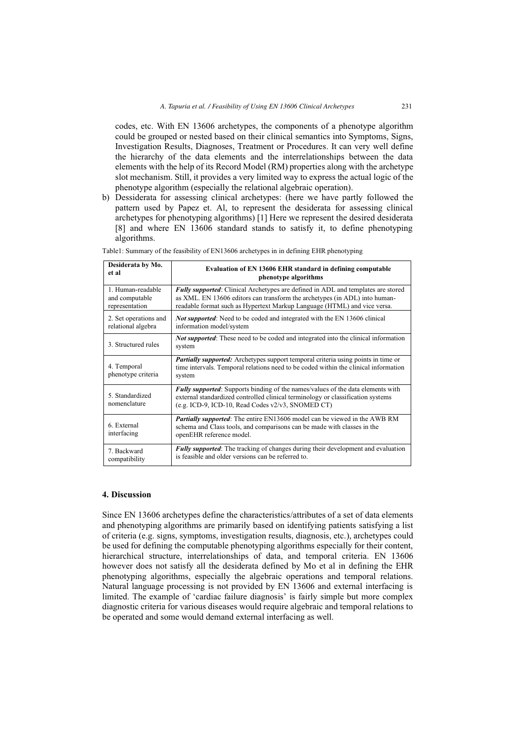codes, etc. With EN 13606 archetypes, the components of a phenotype algorithm could be grouped or nested based on their clinical semantics into Symptoms, Signs, Investigation Results, Diagnoses, Treatment or Procedures. It can very well define the hierarchy of the data elements and the interrelationships between the data elements with the help of its Record Model (RM) properties along with the archetype slot mechanism. Still, it provides a very limited way to express the actual logic of the phenotype algorithm (especially the relational algebraic operation).

b) Dessiderata for assessing clinical archetypes: (here we have partly followed the pattern used by Papez et. Al, to represent the desiderata for assessing clinical archetypes for phenotyping algorithms) [1] Here we represent the desired desiderata [8] and where EN 13606 standard stands to satisfy it, to define phenotyping algorithms.

Table1: Summary of the feasibility of EN13606 archetypes in in defining EHR phenotyping

| Desiderata by Mo. et al | Evaluation of EN 13606 EHR standard in defining computable phenotype algorithms |
|---|---|
| 1. Human-readable and computable representation | ***Fully supported***: Clinical Archetypes are defined in ADL and templates are stored as XML. EN 13606 editors can transform the archetypes (in ADL) into human-readable format such as Hypertext Markup Language (HTML) and vice versa. |
| 2. Set operations and relational algebra | ***Not supported***: Need to be coded and integrated with the EN 13606 clinical information model/system |
| 3. Structured rules | ***Not supported***: These need to be coded and integrated into the clinical information system |
| 4. Temporal phenotype criteria | ***Partially supported:*** Archetypes support temporal criteria using points in time or time intervals. Temporal relations need to be coded within the clinical information system |
| 5. Standardized nomenclature | ***Fully supported***: Supports binding of the names/values of the data elements with external standardized controlled clinical terminology or classification systems (e.g. ICD-9, ICD-10, Read Codes v2/v3, SNOMED CT) |
| 6. External interfacing | ***Partially supported***: The entire EN13606 model can be viewed in the AWB RM schema and Class tools, and comparisons can be made with classes in the openEHR reference model. |
| 7. Backward compatibility | ***Fully supported***: The tracking of changes during their development and evaluation is feasible and older versions can be referred to. |

## 4. Discussion

Since EN 13606 archetypes define the characteristics/attributes of a set of data elements and phenotyping algorithms are primarily based on identifying patients satisfying a list of criteria (e.g. signs, symptoms, investigation results, diagnosis, etc.), archetypes could be used for defining the computable phenotyping algorithms especially for their content, hierarchical structure, interrelationships of data, and temporal criteria. EN 13606 however does not satisfy all the desiderata defined by Mo et al in defining the EHR phenotyping algorithms, especially the algebraic operations and temporal relations. Natural language processing is not provided by EN 13606 and external interfacing is limited. The example of 'cardiac failure diagnosis' is fairly simple but more complex diagnostic criteria for various diseases would require algebraic and temporal relations to be operated and some would demand external interfacing as well.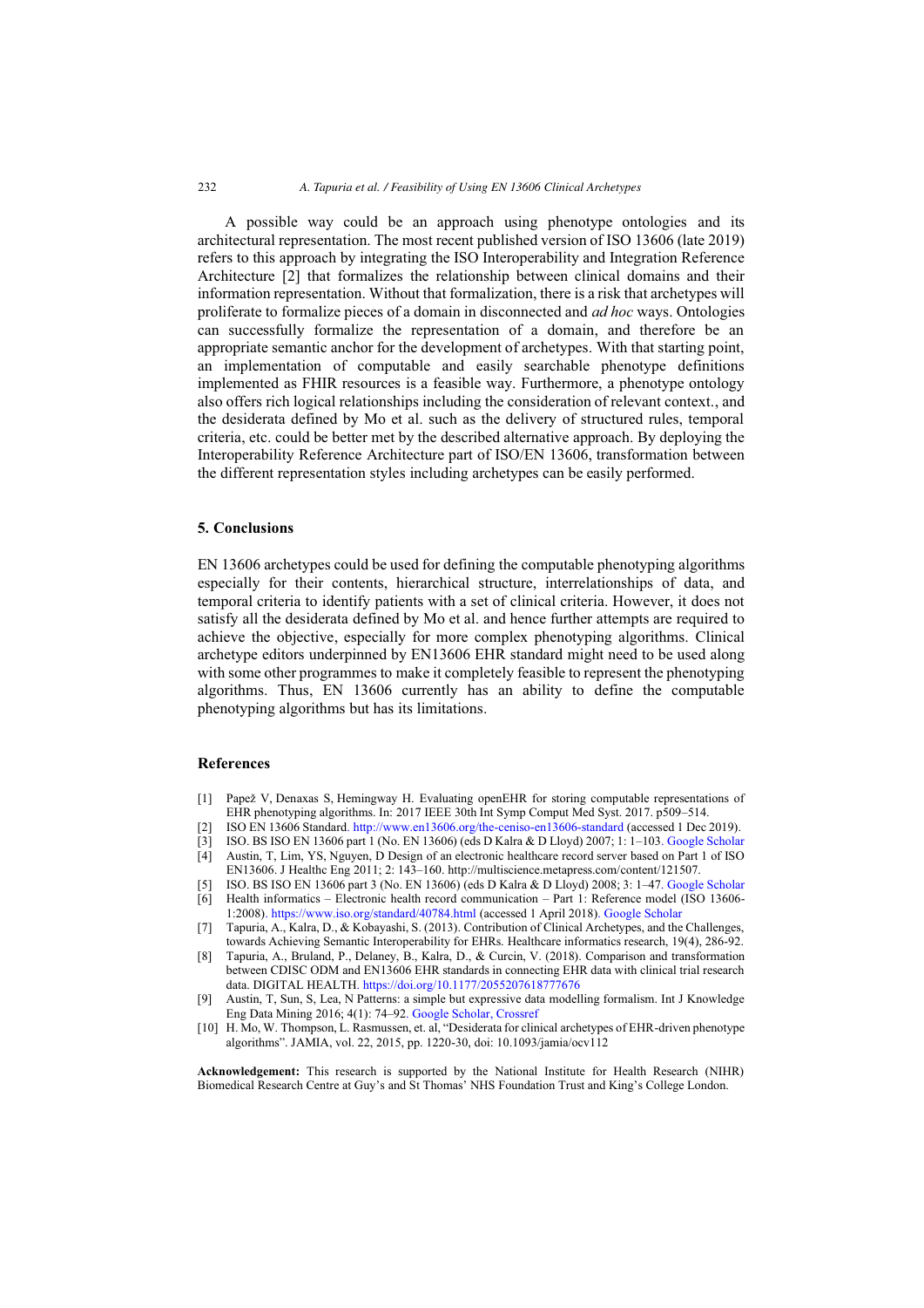A possible way could be an approach using phenotype ontologies and its architectural representation. The most recent published version of ISO 13606 (late 2019) refers to this approach by integrating the ISO Interoperability and Integration Reference Architecture [2] that formalizes the relationship between clinical domains and their information representation. Without that formalization, there is a risk that archetypes will proliferate to formalize pieces of a domain in disconnected and *ad hoc* ways. Ontologies can successfully formalize the representation of a domain, and therefore be an appropriate semantic anchor for the development of archetypes. With that starting point, an implementation of computable and easily searchable phenotype definitions implemented as FHIR resources is a feasible way. Furthermore, a phenotype ontology also offers rich logical relationships including the consideration of relevant context., and the desiderata defined by Mo et al. such as the delivery of structured rules, temporal criteria, etc. could be better met by the described alternative approach. By deploying the Interoperability Reference Architecture part of ISO/EN 13606, transformation between the different representation styles including archetypes can be easily performed.

## 5. Conclusions

EN 13606 archetypes could be used for defining the computable phenotyping algorithms especially for their contents, hierarchical structure, interrelationships of data, and temporal criteria to identify patients with a set of clinical criteria. However, it does not satisfy all the desiderata defined by Mo et al. and hence further attempts are required to achieve the objective, especially for more complex phenotyping algorithms. Clinical archetype editors underpinned by EN13606 EHR standard might need to be used along with some other programmes to make it completely feasible to represent the phenotyping algorithms. Thus, EN 13606 currently has an ability to define the computable phenotyping algorithms but has its limitations.

## References

[1] Papež V, Denaxas S, Hemingway H. Evaluating openEHR for storing computable representations of EHR phenotyping algorithms. In: 2017 IEEE 30th Int Symp Comput Med Syst. 2017. p509–514.

[2] ISO EN 13606 Standard. http://www.en13606.org/the-ceniso-en13606-standard (accessed 1 Dec 2019).

[3] ISO. BS ISO EN 13606 part 1 (No. EN 13606) (eds D Kalra & D Lloyd) 2007; 1: 1–103. Google Scholar

[4] Austin, T, Lim, YS, Nguyen, D Design of an electronic healthcare record server based on Part 1 of ISO EN13606. J Healthc Eng 2011; 2: 143–160. http://multiscience.metapress.com/content/121507.

[5] ISO. BS ISO EN 13606 part 3 (No. EN 13606) (eds D Kalra & D Lloyd) 2008; 3: 1–47. Google Scholar

[6] Health informatics – Electronic health record communication – Part 1: Reference model (ISO 13606-1:2008). https://www.iso.org/standard/40784.html (accessed 1 April 2018). Google Scholar

[7] Tapuria, A., Kalra, D., & Kobayashi, S. (2013). Contribution of Clinical Archetypes, and the Challenges, towards Achieving Semantic Interoperability for EHRs. Healthcare informatics research, 19(4), 286-92.

[8] Tapuria, A., Bruland, P., Delaney, B., Kalra, D., & Curcin, V. (2018). Comparison and transformation between CDISC ODM and EN13606 EHR standards in connecting EHR data with clinical trial research data. DIGITAL HEALTH. https://doi.org/10.1177/2055207618777676

[9] Austin, T, Sun, S, Lea, N Patterns: a simple but expressive data modelling formalism. Int J Knowledge Eng Data Mining 2016; 4(1): 74–92. Google Scholar, Crossref

[10] H. Mo, W. Thompson, L. Rasmussen, et. al, "Desiderata for clinical archetypes of EHR-driven phenotype algorithms". JAMIA, vol. 22, 2015, pp. 1220-30, doi: 10.1093/jamia/ocv112

**Acknowledgement:** This research is supported by the National Institute for Health Research (NIHR) Biomedical Research Centre at Guy's and St Thomas' NHS Foundation Trust and King's College London.